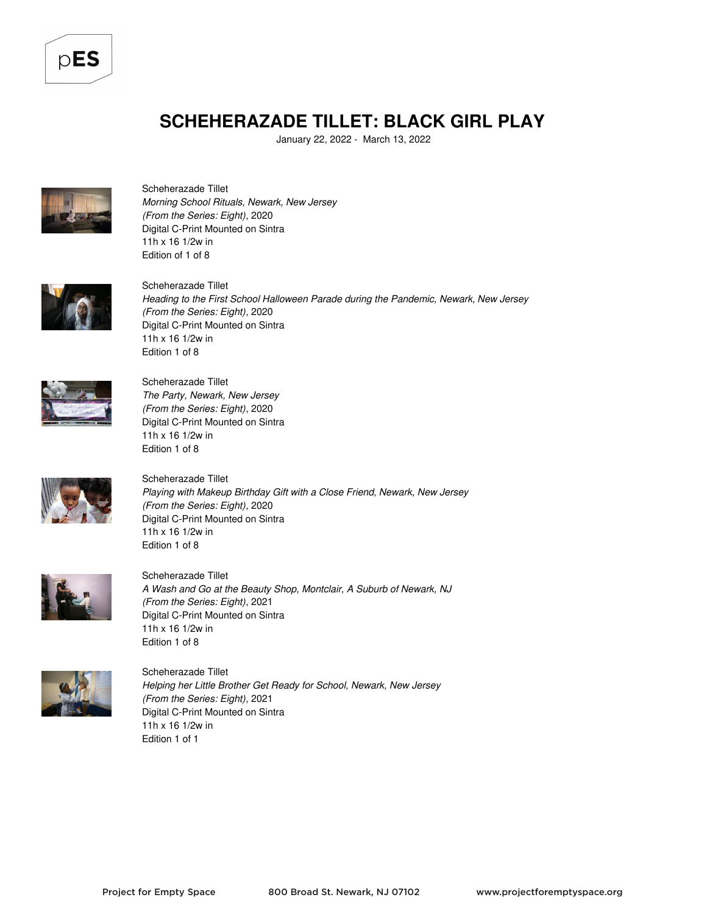# SCHEHERAZADE TILLET: BLACK GIRL PLAY

January 22, 2022 - March 13, 2022

Scheherazade Tillet
*Morning School Rituals, Newark, New Jersey*
*(From the Series: Eight)*, 2020
Digital C-Print Mounted on Sintra
11h x 16 1/2w in
Edition of 1 of 8

Scheherazade Tillet
*Heading to the First School Halloween Parade during the Pandemic, Newark, New Jersey*
*(From the Series: Eight)*, 2020
Digital C-Print Mounted on Sintra
11h x 16 1/2w in
Edition 1 of 8

Scheherazade Tillet
*The Party, Newark, New Jersey*
*(From the Series: Eight)*, 2020
Digital C-Print Mounted on Sintra
11h x 16 1/2w in
Edition 1 of 8

Scheherazade Tillet
*Playing with Makeup Birthday Gift with a Close Friend, Newark, New Jersey*
*(From the Series: Eight)*, 2020
Digital C-Print Mounted on Sintra
11h x 16 1/2w in
Edition 1 of 8

Scheherazade Tillet
*A Wash and Go at the Beauty Shop, Montclair, A Suburb of Newark, NJ*
*(From the Series: Eight)*, 2021
Digital C-Print Mounted on Sintra
11h x 16 1/2w in
Edition 1 of 8

Scheherazade Tillet
*Helping her Little Brother Get Ready for School, Newark, New Jersey*
*(From the Series: Eight)*, 2021
Digital C-Print Mounted on Sintra
11h x 16 1/2w in
Edition 1 of 1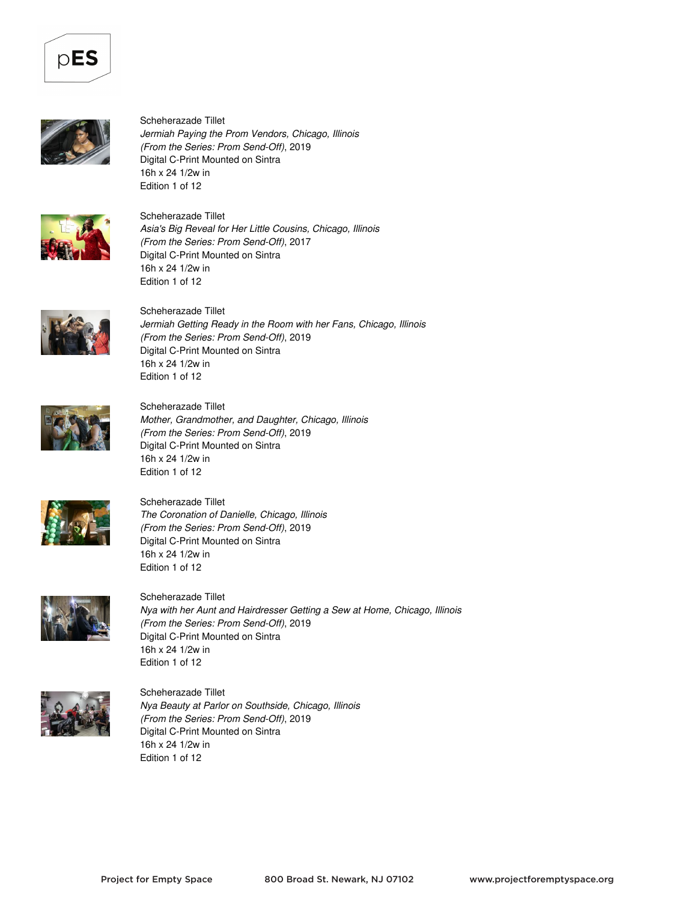Scheherazade Tillet
*Jermiah Paying the Prom Vendors, Chicago, Illinois*
*(From the Series: Prom Send-Off)*, 2019
Digital C-Print Mounted on Sintra
16h x 24 1/2w in
Edition 1 of 12

Scheherazade Tillet
*Asia's Big Reveal for Her Little Cousins, Chicago, Illinois*
*(From the Series: Prom Send-Off)*, 2017
Digital C-Print Mounted on Sintra
16h x 24 1/2w in
Edition 1 of 12

Scheherazade Tillet
*Jermiah Getting Ready in the Room with her Fans, Chicago, Illinois*
*(From the Series: Prom Send-Off)*, 2019
Digital C-Print Mounted on Sintra
16h x 24 1/2w in
Edition 1 of 12

Scheherazade Tillet
*Mother, Grandmother, and Daughter, Chicago, Illinois*
*(From the Series: Prom Send-Off)*, 2019
Digital C-Print Mounted on Sintra
16h x 24 1/2w in
Edition 1 of 12

Scheherazade Tillet
*The Coronation of Danielle, Chicago, Illinois*
*(From the Series: Prom Send-Off)*, 2019
Digital C-Print Mounted on Sintra
16h x 24 1/2w in
Edition 1 of 12

Scheherazade Tillet
*Nya with her Aunt and Hairdresser Getting a Sew at Home, Chicago, Illinois*
*(From the Series: Prom Send-Off)*, 2019
Digital C-Print Mounted on Sintra
16h x 24 1/2w in
Edition 1 of 12

Scheherazade Tillet
*Nya Beauty at Parlor on Southside, Chicago, Illinois*
*(From the Series: Prom Send-Off)*, 2019
Digital C-Print Mounted on Sintra
16h x 24 1/2w in
Edition 1 of 12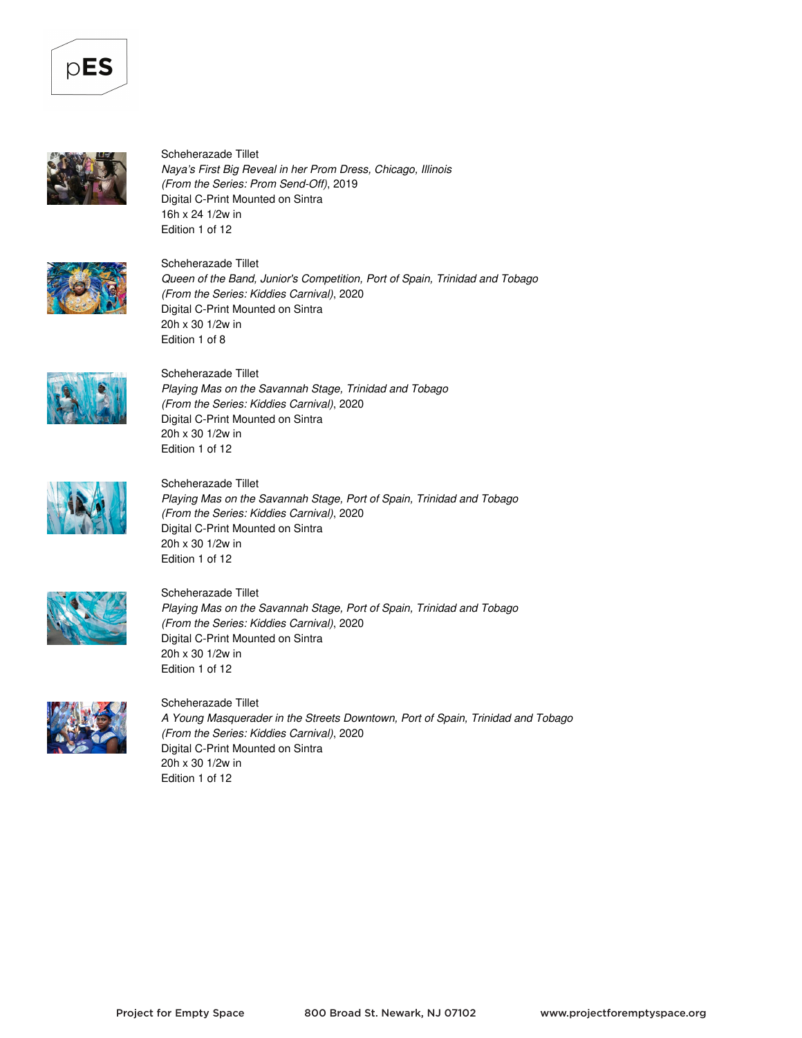Scheherazade Tillet
*Naya's First Big Reveal in her Prom Dress, Chicago, Illinois*
*(From the Series: Prom Send-Off)*, 2019
Digital C-Print Mounted on Sintra
16h x 24 1/2w in
Edition 1 of 12

Scheherazade Tillet
*Queen of the Band, Junior's Competition, Port of Spain, Trinidad and Tobago*
*(From the Series: Kiddies Carnival)*, 2020
Digital C-Print Mounted on Sintra
20h x 30 1/2w in
Edition 1 of 8

Scheherazade Tillet
*Playing Mas on the Savannah Stage, Trinidad and Tobago*
*(From the Series: Kiddies Carnival)*, 2020
Digital C-Print Mounted on Sintra
20h x 30 1/2w in
Edition 1 of 12

Scheherazade Tillet
*Playing Mas on the Savannah Stage, Port of Spain, Trinidad and Tobago*
*(From the Series: Kiddies Carnival)*, 2020
Digital C-Print Mounted on Sintra
20h x 30 1/2w in
Edition 1 of 12

Scheherazade Tillet
*Playing Mas on the Savannah Stage, Port of Spain, Trinidad and Tobago*
*(From the Series: Kiddies Carnival)*, 2020
Digital C-Print Mounted on Sintra
20h x 30 1/2w in
Edition 1 of 12

Scheherazade Tillet
*A Young Masquerader in the Streets Downtown, Port of Spain, Trinidad and Tobago*
*(From the Series: Kiddies Carnival)*, 2020
Digital C-Print Mounted on Sintra
20h x 30 1/2w in
Edition 1 of 12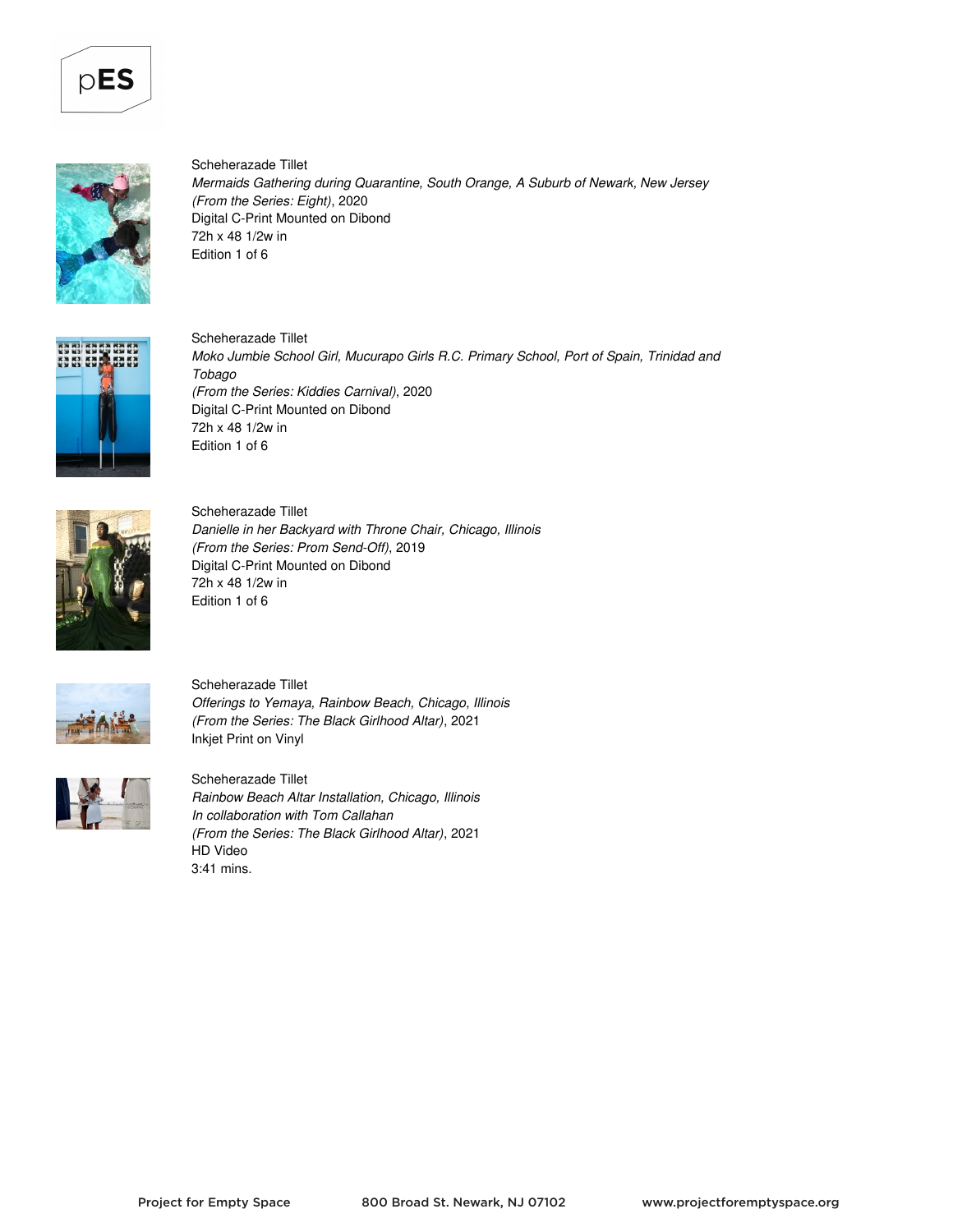Scheherazade Tillet
*Mermaids Gathering during Quarantine, South Orange, A Suburb of Newark, New Jersey (From the Series: Eight)*, 2020
Digital C-Print Mounted on Dibond
72h x 48 1/2w in
Edition 1 of 6

Scheherazade Tillet
*Moko Jumbie School Girl, Mucurapo Girls R.C. Primary School, Port of Spain, Trinidad and Tobago (From the Series: Kiddies Carnival)*, 2020
Digital C-Print Mounted on Dibond
72h x 48 1/2w in
Edition 1 of 6

Scheherazade Tillet
*Danielle in her Backyard with Throne Chair, Chicago, Illinois (From the Series: Prom Send-Off)*, 2019
Digital C-Print Mounted on Dibond
72h x 48 1/2w in
Edition 1 of 6

Scheherazade Tillet
*Offerings to Yemaya, Rainbow Beach, Chicago, Illinois (From the Series: The Black Girlhood Altar)*, 2021
Inkjet Print on Vinyl

Scheherazade Tillet
*Rainbow Beach Altar Installation, Chicago, Illinois*
*In collaboration with Tom Callahan*
*(From the Series: The Black Girlhood Altar)*, 2021
HD Video
3:41 mins.